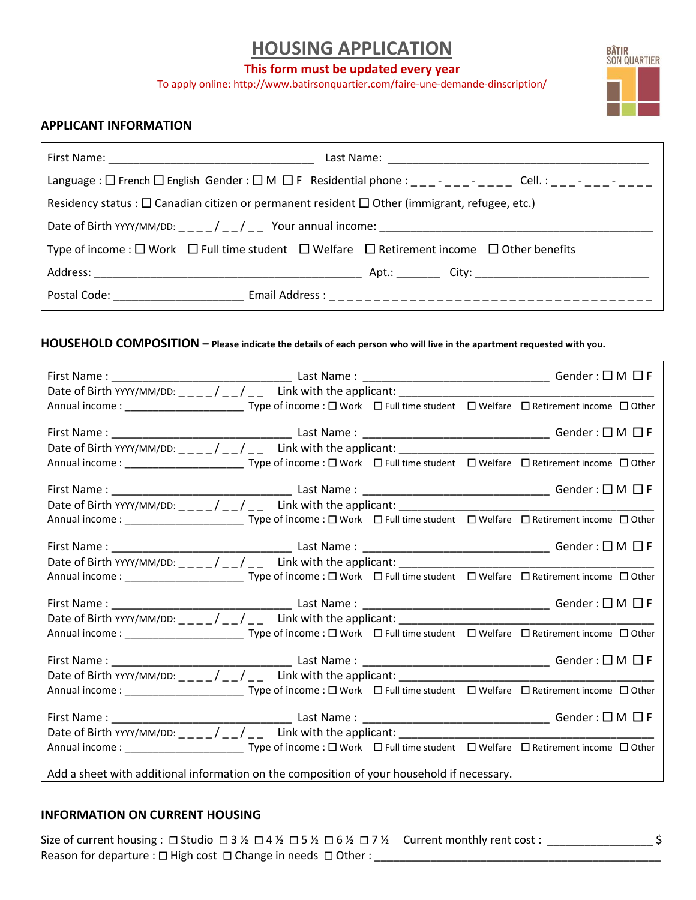# HOUSING APPLICATION

**This form must be updated every year**

To apply online: http://www.batirsonquartier.com/faire-une-demande-dinscription/

BÂTIR SON QUARTIER

## APPLICANT INFORMATION

First Name: ______________________________ Last Name: ________________________________________

Language : ☐ French ☐ English Gender : ☐ M ☐ F Residential phone : _ _ _ - _ _ _ - _ _ _ _ Cell. : _ _ _ - _ _ _ - _ _ _ _

Residency status : ☐ Canadian citizen or permanent resident ☐ Other (immigrant, refugee, etc.)

Date of Birth YYYY/MM/DD: _ _ _ _ / _ _ / _ _ Your annual income: ________________________________________

Type of income : ☐ Work ☐ Full time student ☐ Welfare ☐ Retirement income ☐ Other benefits

Address: ________________________________________ Apt.: _______ City: __________________________

Postal Code: ____________________ Email Address : _ _ _ _ _ _ _ _ _ _ _ _ _ _ _ _ _ _ _ _ _ _ _ _ _ _ _ _ _ _ _ _ _ _ _

## HOUSEHOLD COMPOSITION – **Please indicate the details of each person who will live in the apartment requested with you.**

First Name : ___________________________ Last Name : ____________________________ Gender : ☐ M ☐ F
Date of Birth YYYY/MM/DD: _ _ _ _ / _ _ / _ _ Link with the applicant: ______________________________________
Annual income : __________________ Type of income : ☐ Work ☐ Full time student ☐ Welfare ☐ Retirement income ☐ Other

First Name : ___________________________ Last Name : ____________________________ Gender : ☐ M ☐ F
Date of Birth YYYY/MM/DD: _ _ _ _ / _ _ / _ _ Link with the applicant: ______________________________________
Annual income : __________________ Type of income : ☐ Work ☐ Full time student ☐ Welfare ☐ Retirement income ☐ Other

First Name : ___________________________ Last Name : ____________________________ Gender : ☐ M ☐ F
Date of Birth YYYY/MM/DD: _ _ _ _ / _ _ / _ _ Link with the applicant: ______________________________________
Annual income : __________________ Type of income : ☐ Work ☐ Full time student ☐ Welfare ☐ Retirement income ☐ Other

First Name : ___________________________ Last Name : ____________________________ Gender : ☐ M ☐ F
Date of Birth YYYY/MM/DD: _ _ _ _ / _ _ / _ _ Link with the applicant: ______________________________________
Annual income : __________________ Type of income : ☐ Work ☐ Full time student ☐ Welfare ☐ Retirement income ☐ Other

First Name : ___________________________ Last Name : ____________________________ Gender : ☐ M ☐ F
Date of Birth YYYY/MM/DD: _ _ _ _ / _ _ / _ _ Link with the applicant: ______________________________________
Annual income : __________________ Type of income : ☐ Work ☐ Full time student ☐ Welfare ☐ Retirement income ☐ Other

First Name : ___________________________ Last Name : ____________________________ Gender : ☐ M ☐ F
Date of Birth YYYY/MM/DD: _ _ _ _ / _ _ / _ _ Link with the applicant: ______________________________________
Annual income : __________________ Type of income : ☐ Work ☐ Full time student ☐ Welfare ☐ Retirement income ☐ Other

First Name : ___________________________ Last Name : ____________________________ Gender : ☐ M ☐ F
Date of Birth YYYY/MM/DD: _ _ _ _ / _ _ / _ _ Link with the applicant: ______________________________________
Annual income : __________________ Type of income : ☐ Work ☐ Full time student ☐ Welfare ☐ Retirement income ☐ Other

Add a sheet with additional information on the composition of your household if necessary.

## INFORMATION ON CURRENT HOUSING

Size of current housing : ☐ Studio ☐ 3 ½ ☐ 4 ½ ☐ 5 ½ ☐ 6 ½ ☐ 7 ½ Current monthly rent cost : ________________ $

Reason for departure : ☐ High cost ☐ Change in needs ☐ Other : ____________________________________________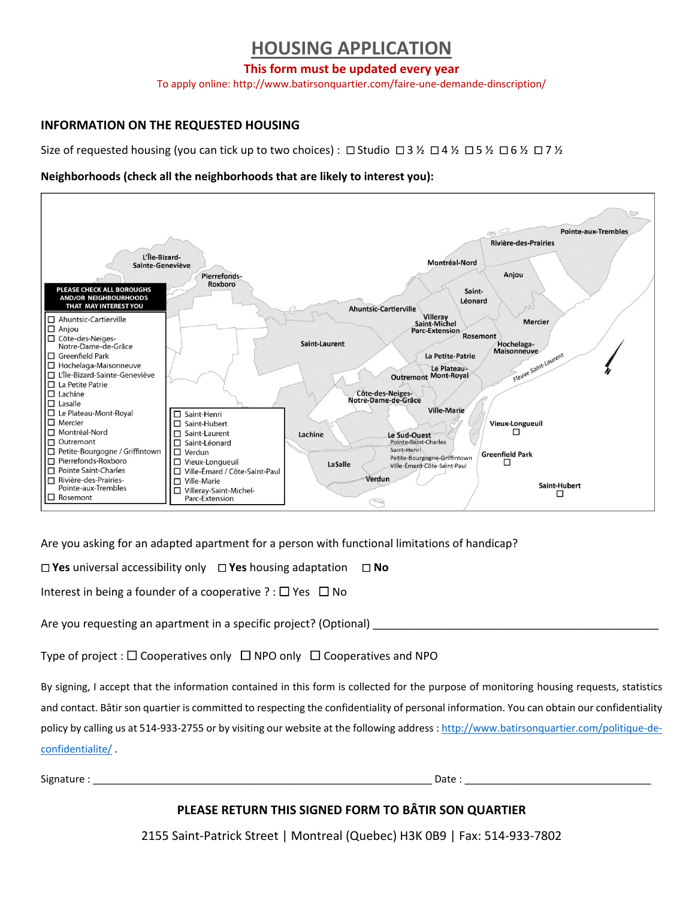# HOUSING APPLICATION

**This form must be updated every year**

To apply online: http://www.batirsonquartier.com/faire-une-demande-dinscription/

## INFORMATION ON THE REQUESTED HOUSING

Size of requested housing (you can tick up to two choices) : ☐ Studio ☐ 3 ½ ☐ 4 ½ ☐ 5 ½ ☐ 6 ½ ☐ 7 ½

**Neighborhoods (check all the neighborhoods that are likely to interest you):**

**PLEASE CHECK ALL BOROUGHS AND/OR NEIGHBOURHOODS THAT MAY INTEREST YOU**

- ☐ Ahuntsic-Cartierville
- ☐ Anjou
- ☐ Côte-des-Neiges-Notre-Dame-de-Grâce
- ☐ Greenfield Park
- ☐ Hochelaga-Maisonneuve
- ☐ L'Île-Bizard-Sainte-Geneviève
- ☐ La Petite Patrie
- ☐ Lachine
- ☐ Lasalle
- ☐ Le Plateau-Mont-Royal
- ☐ Mercier
- ☐ Montréal-Nord
- ☐ Outremont
- ☐ Petite-Bourgogne / Griffintown
- ☐ Pierrefonds-Roxboro
- ☐ Pointe Saint-Charles
- ☐ Rivière-des-Prairies-Pointe-aux-Trembles
- ☐ Rosemont
- ☐ Saint-Henri
- ☐ Saint-Hubert
- ☐ Saint-Laurent
- ☐ Saint-Léonard
- ☐ Verdun
- ☐ Vieux-Longueuil
- ☐ Ville-Émard / Côte-Saint-Paul
- ☐ Ville-Marie
- ☐ Villeray-Saint-Michel-Parc-Extension

Are you asking for an adapted apartment for a person with functional limitations of handicap?

☐ **Yes** universal accessibility only ☐ **Yes** housing adaptation ☐ **No**

Interest in being a founder of a cooperative ? : ☐ Yes ☐ No

Are you requesting an apartment in a specific project? (Optional) _______________________________________________

Type of project : ☐ Cooperatives only ☐ NPO only ☐ Cooperatives and NPO

By signing, I accept that the information contained in this form is collected for the purpose of monitoring housing requests, statistics and contact. Bâtir son quartier is committed to respecting the confidentiality of personal information. You can obtain our confidentiality policy by calling us at 514-933-2755 or by visiting our website at the following address : http://www.batirsonquartier.com/politique-de-confidentialite/ .

Signature : ___________________________________________________________ Date : _________________________________

**PLEASE RETURN THIS SIGNED FORM TO BÂTIR SON QUARTIER**

2155 Saint-Patrick Street | Montreal (Quebec) H3K 0B9 | Fax: 514-933-7802